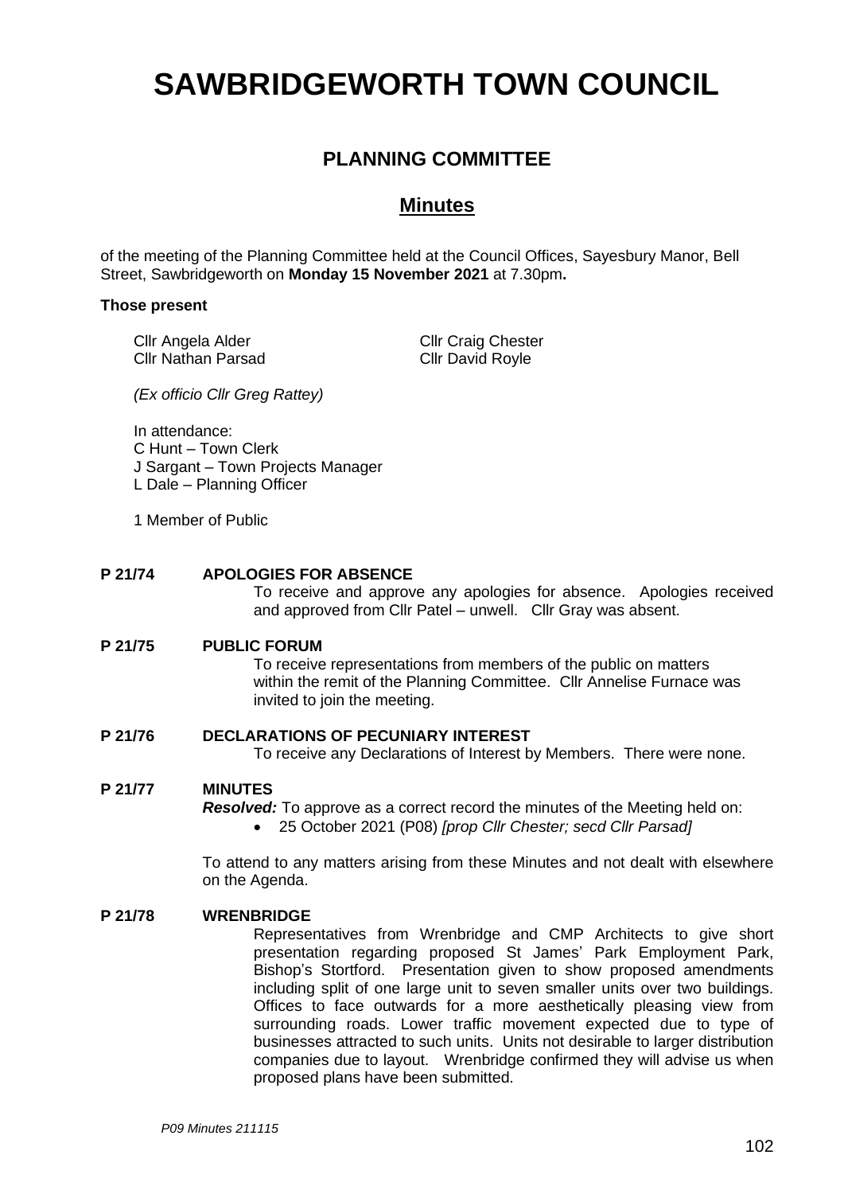# SAWBRIDGEWORTH TOWN COUNCIL

## PLANNING COMMITTEE

## Minutes

of the meeting of the Planning Committee held at the Council Offices, Sayesbury Manor, Bell Street, Sawbridgeworth on **Monday 15 November 2021** at 7.30pm**.**

**Those present**

Cllr Angela Alder
Cllr Craig Chester
Cllr Nathan Parsad
Cllr David Royle

*(Ex officio Cllr Greg Rattey)*

In attendance:
C Hunt – Town Clerk
J Sargant – Town Projects Manager
L Dale – Planning Officer

1 Member of Public

**P 21/74 APOLOGIES FOR ABSENCE**

To receive and approve any apologies for absence. Apologies received and approved from Cllr Patel – unwell. Cllr Gray was absent.

**P 21/75 PUBLIC FORUM**

To receive representations from members of the public on matters within the remit of the Planning Committee. Cllr Annelise Furnace was invited to join the meeting.

**P 21/76 DECLARATIONS OF PECUNIARY INTEREST**

To receive any Declarations of Interest by Members. There were none.

**P 21/77 MINUTES**

***Resolved:*** To approve as a correct record the minutes of the Meeting held on:

- 25 October 2021 (P08) *[prop Cllr Chester; secd Cllr Parsad]*

To attend to any matters arising from these Minutes and not dealt with elsewhere on the Agenda.

**P 21/78 WRENBRIDGE**

Representatives from Wrenbridge and CMP Architects to give short presentation regarding proposed St James' Park Employment Park, Bishop's Stortford. Presentation given to show proposed amendments including split of one large unit to seven smaller units over two buildings. Offices to face outwards for a more aesthetically pleasing view from surrounding roads. Lower traffic movement expected due to type of businesses attracted to such units. Units not desirable to larger distribution companies due to layout. Wrenbridge confirmed they will advise us when proposed plans have been submitted.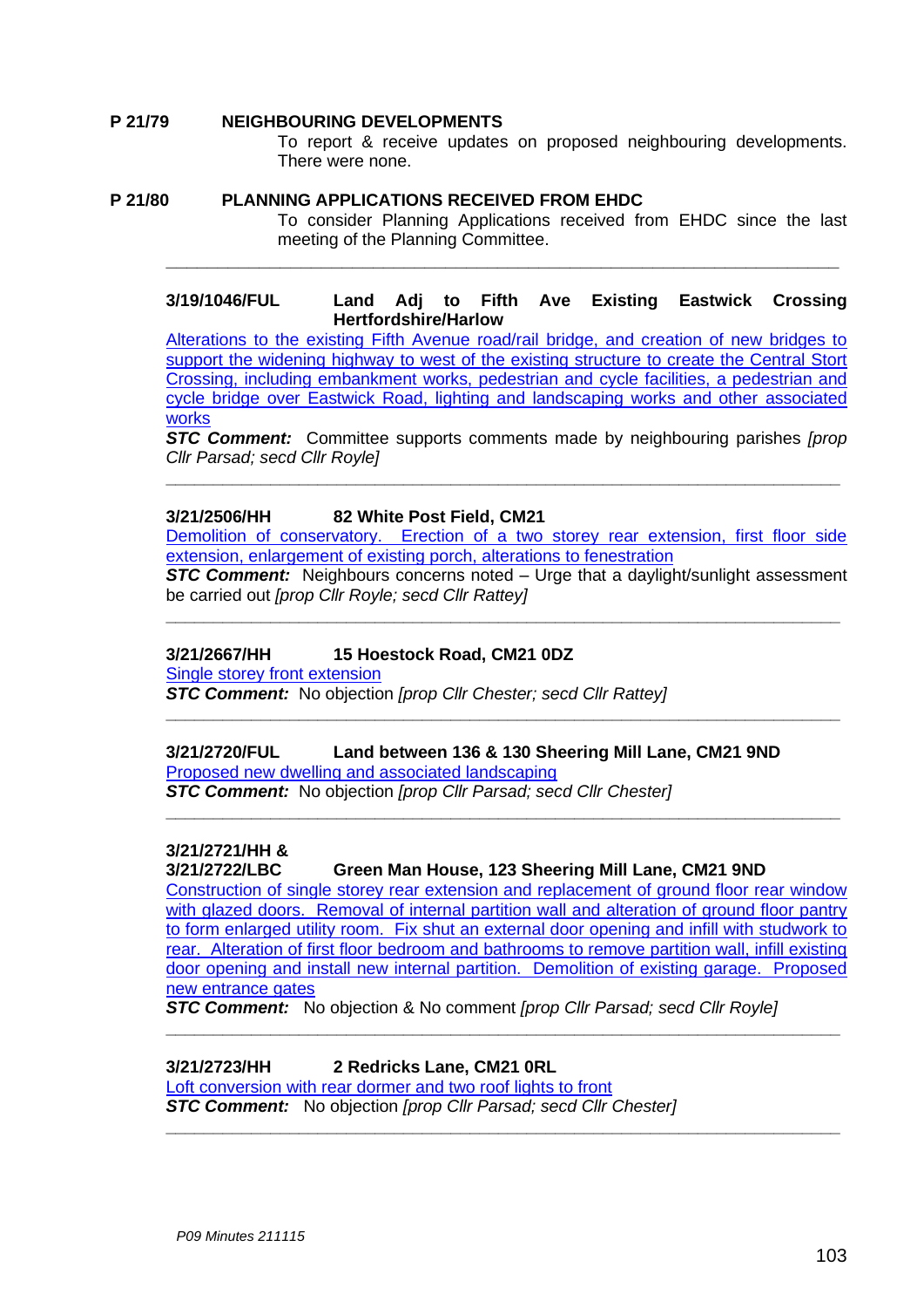**P 21/79 NEIGHBOURING DEVELOPMENTS**

To report & receive updates on proposed neighbouring developments. There were none.

**P 21/80 PLANNING APPLICATIONS RECEIVED FROM EHDC**

To consider Planning Applications received from EHDC since the last meeting of the Planning Committee.

---

**3/19/1046/FUL Land Adj to Fifth Ave Existing Eastwick Crossing Hertfordshire/Harlow**

Alterations to the existing Fifth Avenue road/rail bridge, and creation of new bridges to support the widening highway to west of the existing structure to create the Central Stort Crossing, including embankment works, pedestrian and cycle facilities, a pedestrian and cycle bridge over Eastwick Road, lighting and landscaping works and other associated works

***STC Comment:*** Committee supports comments made by neighbouring parishes *[prop Cllr Parsad; secd Cllr Royle]*

---

**3/21/2506/HH 82 White Post Field, CM21**

Demolition of conservatory. Erection of a two storey rear extension, first floor side extension, enlargement of existing porch, alterations to fenestration

***STC Comment:*** Neighbours concerns noted – Urge that a daylight/sunlight assessment be carried out *[prop Cllr Royle; secd Cllr Rattey]*

---

**3/21/2667/HH 15 Hoestock Road, CM21 0DZ**

Single storey front extension

***STC Comment:*** No objection *[prop Cllr Chester; secd Cllr Rattey]*

---

**3/21/2720/FUL Land between 136 & 130 Sheering Mill Lane, CM21 9ND**

Proposed new dwelling and associated landscaping

***STC Comment:*** No objection *[prop Cllr Parsad; secd Cllr Chester]*

---

**3/21/2721/HH & 3/21/2722/LBC Green Man House, 123 Sheering Mill Lane, CM21 9ND**

Construction of single storey rear extension and replacement of ground floor rear window with glazed doors. Removal of internal partition wall and alteration of ground floor pantry to form enlarged utility room. Fix shut an external door opening and infill with studwork to rear. Alteration of first floor bedroom and bathrooms to remove partition wall, infill existing door opening and install new internal partition. Demolition of existing garage. Proposed new entrance gates

***STC Comment:*** No objection & No comment *[prop Cllr Parsad; secd Cllr Royle]*

---

**3/21/2723/HH 2 Redricks Lane, CM21 0RL**

Loft conversion with rear dormer and two roof lights to front

***STC Comment:*** No objection *[prop Cllr Parsad; secd Cllr Chester]*

---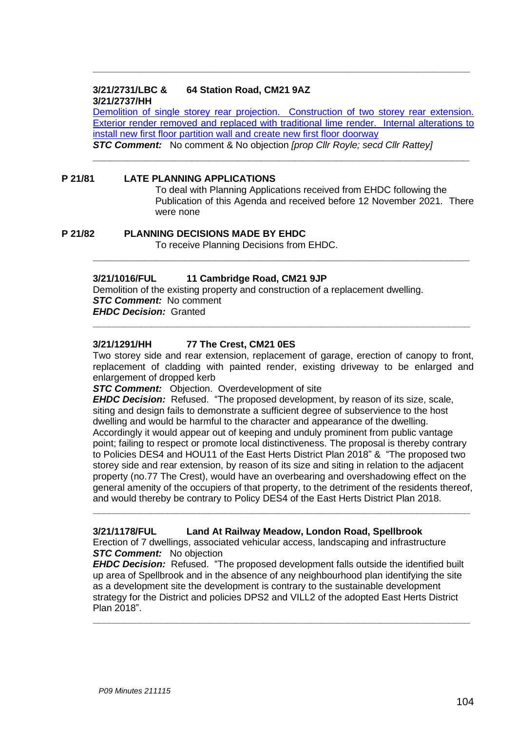---

**3/21/2731/LBC & 3/21/2737/HH** **64 Station Road, CM21 9AZ**

Demolition of single storey rear projection. Construction of two storey rear extension. Exterior render removed and replaced with traditional lime render. Internal alterations to install new first floor partition wall and create new first floor doorway

***STC Comment:*** No comment & No objection *[prop Cllr Royle; secd Cllr Rattey]*

---

## P 21/81 LATE PLANNING APPLICATIONS

To deal with Planning Applications received from EHDC following the Publication of this Agenda and received before 12 November 2021. There were none

## P 21/82 PLANNING DECISIONS MADE BY EHDC

To receive Planning Decisions from EHDC.

---

**3/21/1016/FUL** **11 Cambridge Road, CM21 9JP**

Demolition of the existing property and construction of a replacement dwelling.

***STC Comment:*** No comment

***EHDC Decision:*** Granted

---

**3/21/1291/HH** **77 The Crest, CM21 0ES**

Two storey side and rear extension, replacement of garage, erection of canopy to front, replacement of cladding with painted render, existing driveway to be enlarged and enlargement of dropped kerb

***STC Comment:*** Objection. Overdevelopment of site

***EHDC Decision:*** Refused. "The proposed development, by reason of its size, scale, siting and design fails to demonstrate a sufficient degree of subservience to the host dwelling and would be harmful to the character and appearance of the dwelling. Accordingly it would appear out of keeping and unduly prominent from public vantage point; failing to respect or promote local distinctiveness. The proposal is thereby contrary to Policies DES4 and HOU11 of the East Herts District Plan 2018" & "The proposed two storey side and rear extension, by reason of its size and siting in relation to the adjacent property (no.77 The Crest), would have an overbearing and overshadowing effect on the general amenity of the occupiers of that property, to the detriment of the residents thereof, and would thereby be contrary to Policy DES4 of the East Herts District Plan 2018.

---

**3/21/1178/FUL** **Land At Railway Meadow, London Road, Spellbrook**

Erection of 7 dwellings, associated vehicular access, landscaping and infrastructure

***STC Comment:*** No objection

***EHDC Decision:*** Refused. "The proposed development falls outside the identified built up area of Spellbrook and in the absence of any neighbourhood plan identifying the site as a development site the development is contrary to the sustainable development strategy for the District and policies DPS2 and VILL2 of the adopted East Herts District Plan 2018".

---

*P09 Minutes 211115*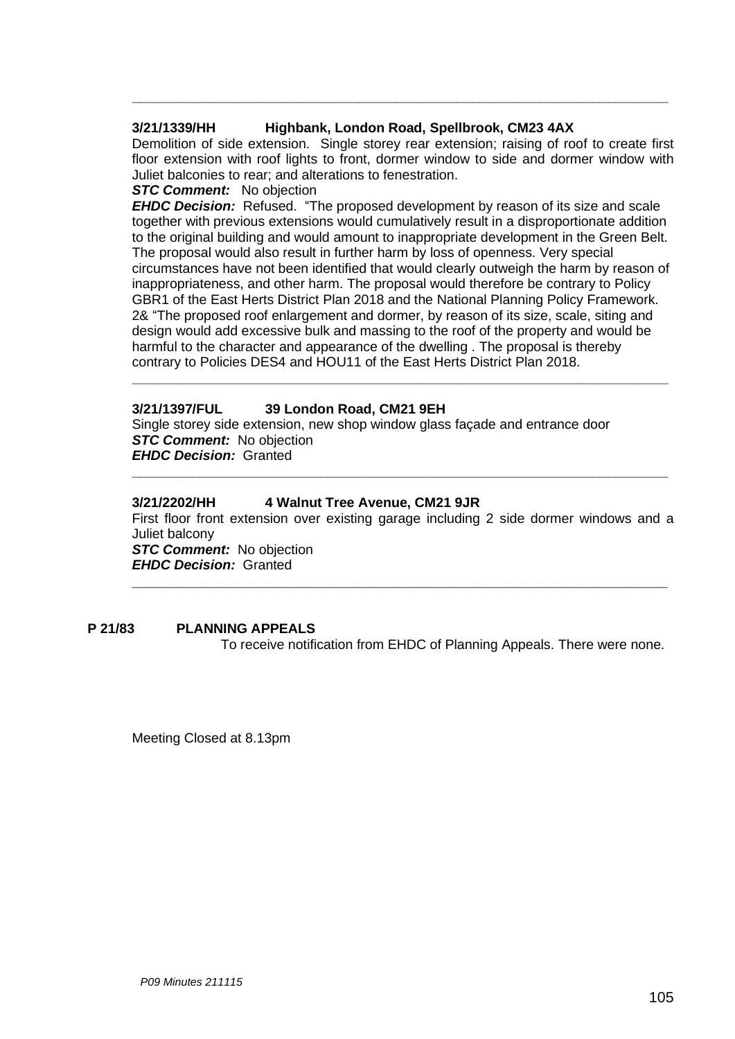---

**3/21/1339/HH Highbank, London Road, Spellbrook, CM23 4AX**

Demolition of side extension. Single storey rear extension; raising of roof to create first floor extension with roof lights to front, dormer window to side and dormer window with Juliet balconies to rear; and alterations to fenestration.

***STC Comment:*** No objection

***EHDC Decision:*** Refused. "The proposed development by reason of its size and scale together with previous extensions would cumulatively result in a disproportionate addition to the original building and would amount to inappropriate development in the Green Belt. The proposal would also result in further harm by loss of openness. Very special circumstances have not been identified that would clearly outweigh the harm by reason of inappropriateness, and other harm. The proposal would therefore be contrary to Policy GBR1 of the East Herts District Plan 2018 and the National Planning Policy Framework. 2& "The proposed roof enlargement and dormer, by reason of its size, scale, siting and design would add excessive bulk and massing to the roof of the property and would be harmful to the character and appearance of the dwelling . The proposal is thereby contrary to Policies DES4 and HOU11 of the East Herts District Plan 2018.

---

**3/21/1397/FUL 39 London Road, CM21 9EH**

Single storey side extension, new shop window glass façade and entrance door

***STC Comment:*** No objection

***EHDC Decision:*** Granted

---

**3/21/2202/HH 4 Walnut Tree Avenue, CM21 9JR**

First floor front extension over existing garage including 2 side dormer windows and a Juliet balcony

***STC Comment:*** No objection

***EHDC Decision:*** Granted

---

**P 21/83 PLANNING APPEALS**

To receive notification from EHDC of Planning Appeals. There were none.

Meeting Closed at 8.13pm

*P09 Minutes 211115*